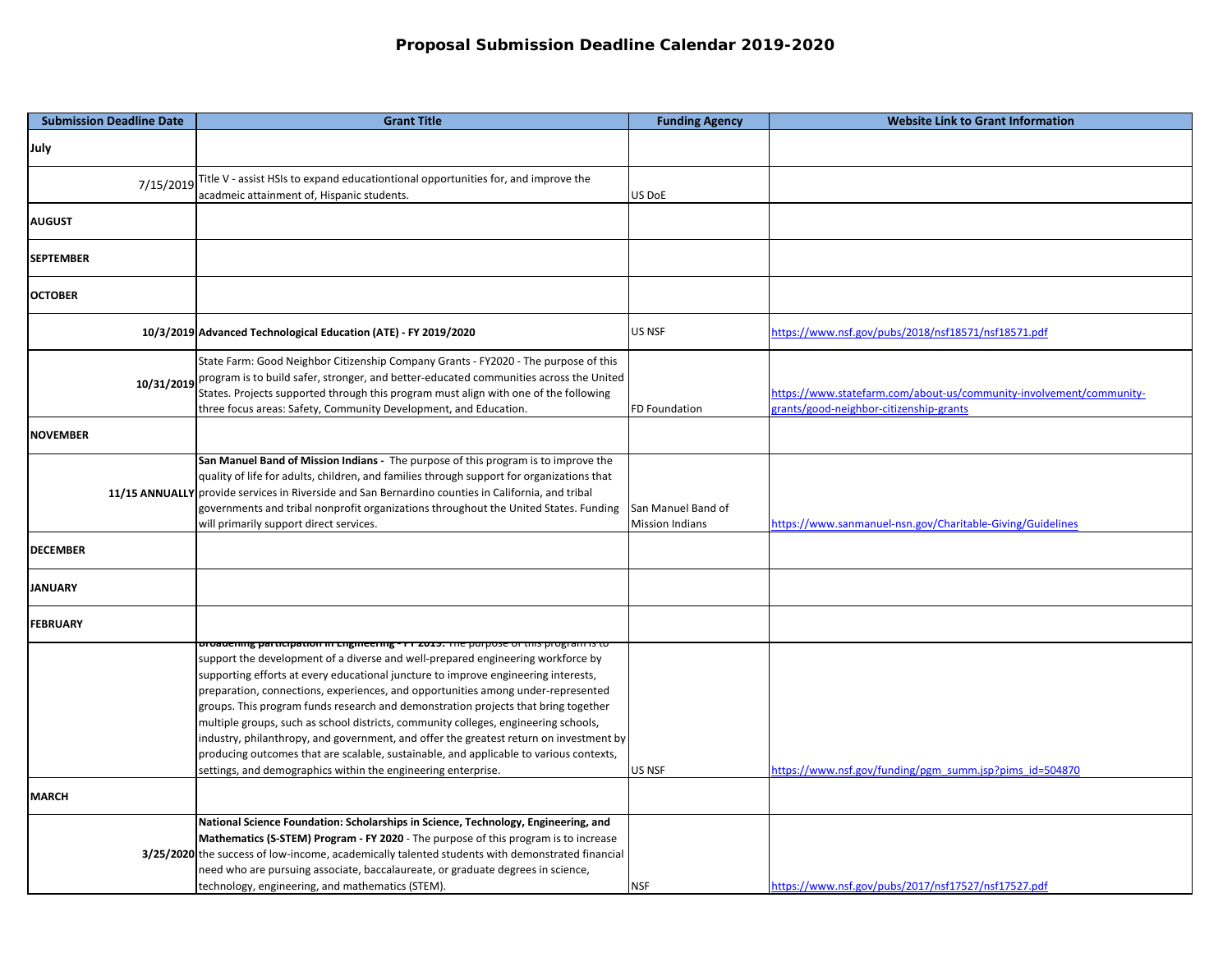# Proposal Submission Deadline Calendar 2019-2020

| Submission Deadline Date | Grant Title | Funding Agency | Website Link to Grant Information |
|---|---|---|---|
| **July** | | | |
| 7/15/2019 | Title V - assist HSIs to expand educationtional opportunities for, and improve the acadmeic attainment of, Hispanic students. | US DoE | |
| **AUGUST** | | | |
| **SEPTEMBER** | | | |
| **OCTOBER** | | | |
| **10/3/2019** | **Advanced Technological Education (ATE) - FY 2019/2020** | US NSF | https://www.nsf.gov/pubs/2018/nsf18571/nsf18571.pdf |
| **10/31/2019** | State Farm: Good Neighbor Citizenship Company Grants - FY2020 - The purpose of this program is to build safer, stronger, and better-educated communities across the United States. Projects supported through this program must align with one of the following three focus areas: Safety, Community Development, and Education. | FD Foundation | https://www.statefarm.com/about-us/community-involvement/community-grants/good-neighbor-citizenship-grants |
| **NOVEMBER** | | | |
| **11/15 ANNUALLY** | **San Manuel Band of Mission Indians -** The purpose of this program is to improve the quality of life for adults, children, and families through support for organizations that provide services in Riverside and San Bernardino counties in California, and tribal governments and tribal nonprofit organizations throughout the United States. Funding will primarily support direct services. | San Manuel Band of Mission Indians | https://www.sanmanuel-nsn.gov/Charitable-Giving/Guidelines |
| **DECEMBER** | | | |
| **JANUARY** | | | |
| **FEBRUARY** | | | |
| | **Broadening participation in Engineering - FY 2019.** The purpose of this program is to support the development of a diverse and well-prepared engineering workforce by supporting efforts at every educational juncture to improve engineering interests, preparation, connections, experiences, and opportunities among under-represented groups. This program funds research and demonstration projects that bring together multiple groups, such as school districts, community colleges, engineering schools, industry, philanthropy, and government, and offer the greatest return on investment by producing outcomes that are scalable, sustainable, and applicable to various contexts, settings, and demographics within the engineering enterprise. | US NSF | https://www.nsf.gov/funding/pgm_summ.jsp?pims_id=504870 |
| **MARCH** | | | |
| **3/25/2020** | **National Science Foundation: Scholarships in Science, Technology, Engineering, and Mathematics (S-STEM) Program - FY 2020** - The purpose of this program is to increase the success of low-income, academically talented students with demonstrated financial need who are pursuing associate, baccalaureate, or graduate degrees in science, technology, engineering, and mathematics (STEM). | NSF | https://www.nsf.gov/pubs/2017/nsf17527/nsf17527.pdf |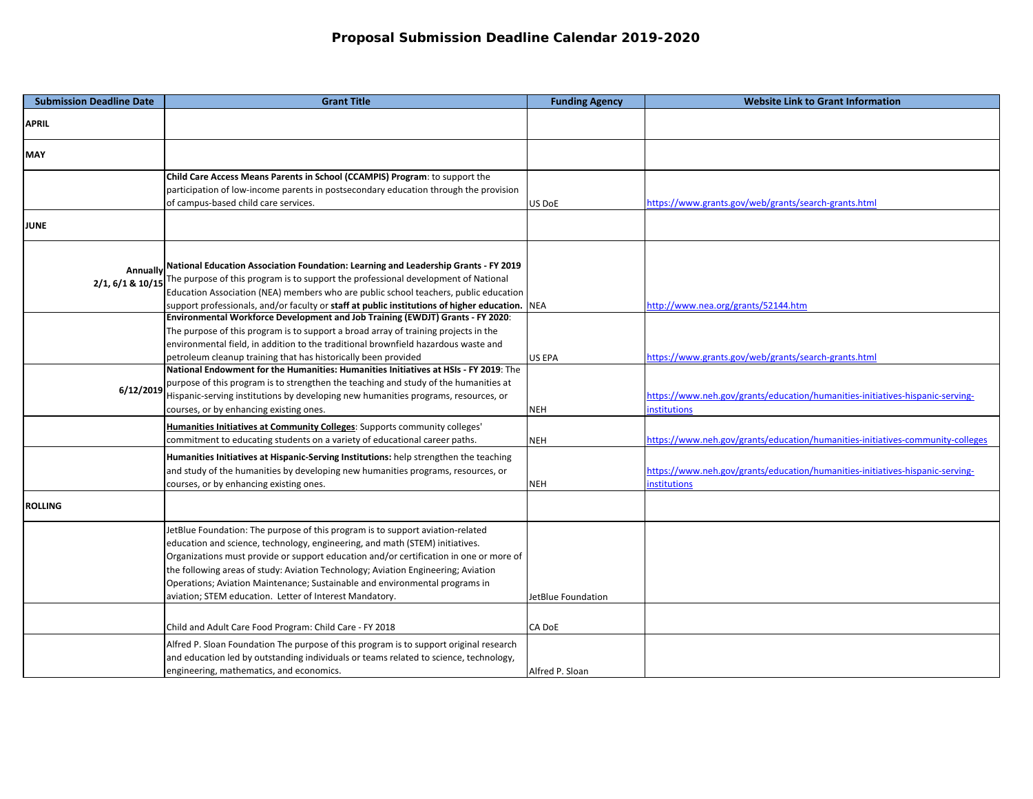# Proposal Submission Deadline Calendar 2019-2020

| Submission Deadline Date | Grant Title | Funding Agency | Website Link to Grant Information |
|---|---|---|---|
| **APRIL** | | | |
| **MAY** | | | |
| | **Child Care Access Means Parents in School (CCAMPIS) Program**: to support the participation of low-income parents in postsecondary education through the provision of campus-based child care services. | US DoE | https://www.grants.gov/web/grants/search-grants.html |
| **JUNE** | | | |
| **Annually 2/1, 6/1 & 10/15** | **National Education Association Foundation: Learning and Leadership Grants - FY 2019** The purpose of this program is to support the professional development of National Education Association (NEA) members who are public school teachers, public education support professionals, and/or faculty or **staff at public institutions of higher education.** | NEA | http://www.nea.org/grants/52144.htm |
| | **Environmental Workforce Development and Job Training (EWDJT) Grants - FY 2020**: The purpose of this program is to support a broad array of training projects in the environmental field, in addition to the traditional brownfield hazardous waste and petroleum cleanup training that has historically been provided | US EPA | https://www.grants.gov/web/grants/search-grants.html |
| **6/12/2019** | **National Endowment for the Humanities: Humanities Initiatives at HSIs - FY 2019**: The purpose of this program is to strengthen the teaching and study of the humanities at Hispanic-serving institutions by developing new humanities programs, resources, or courses, or by enhancing existing ones. | NEH | https://www.neh.gov/grants/education/humanities-initiatives-hispanic-serving-institutions |
| | **Humanities Initiatives at Community Colleges**: Supports community colleges' commitment to educating students on a variety of educational career paths. | NEH | https://www.neh.gov/grants/education/humanities-initiatives-community-colleges |
| | **Humanities Initiatives at Hispanic-Serving Institutions:** help strengthen the teaching and study of the humanities by developing new humanities programs, resources, or courses, or by enhancing existing ones. | NEH | https://www.neh.gov/grants/education/humanities-initiatives-hispanic-serving-institutions |
| **ROLLING** | | | |
| | JetBlue Foundation: The purpose of this program is to support aviation-related education and science, technology, engineering, and math (STEM) initiatives. Organizations must provide or support education and/or certification in one or more of the following areas of study: Aviation Technology; Aviation Engineering; Aviation Operations; Aviation Maintenance; Sustainable and environmental programs in aviation; STEM education. Letter of Interest Mandatory. | JetBlue Foundation | |
| | Child and Adult Care Food Program: Child Care - FY 2018 | CA DoE | |
| | Alfred P. Sloan Foundation The purpose of this program is to support original research and education led by outstanding individuals or teams related to science, technology, engineering, mathematics, and economics. | Alfred P. Sloan | |